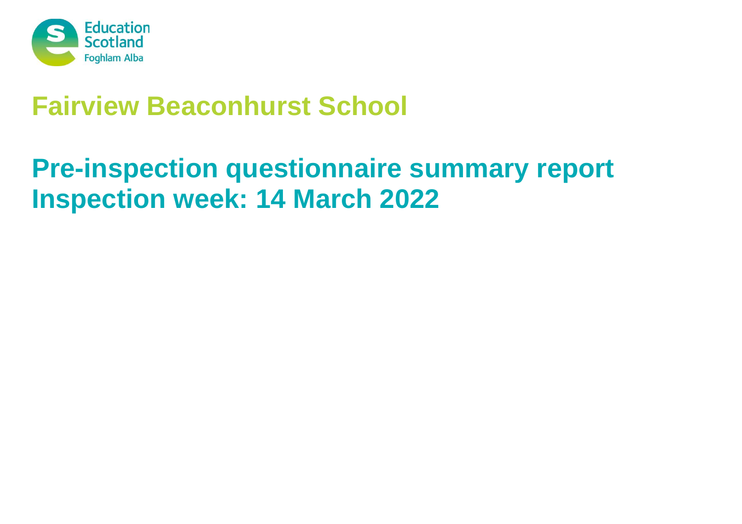# Fairview Beaconhurst School

## Pre-inspection questionnaire summary report
## Inspection week: 14 March 2022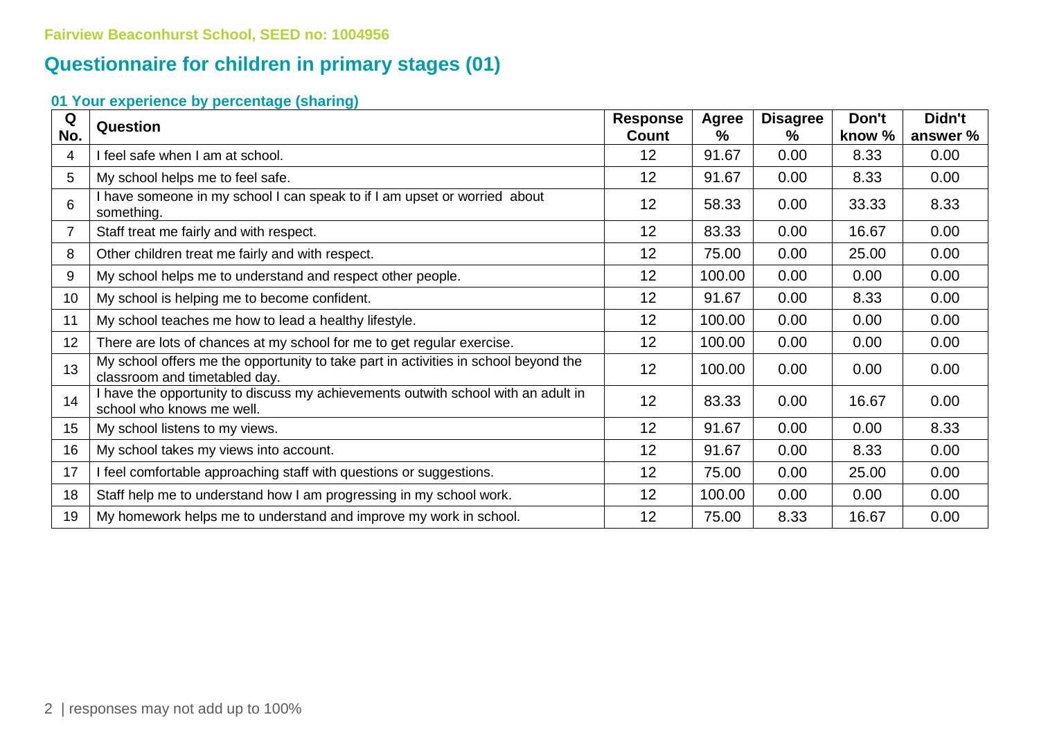Fairview Beaconhurst School, SEED no: 1004956

## Questionnaire for children in primary stages (01)

### 01 Your experience by percentage (sharing)

| Q No. | Question | Response Count | Agree % | Disagree % | Don't know % | Didn't answer % |
|---|---|---|---|---|---|---|
| 4 | I feel safe when I am at school. | 12 | 91.67 | 0.00 | 8.33 | 0.00 |
| 5 | My school helps me to feel safe. | 12 | 91.67 | 0.00 | 8.33 | 0.00 |
| 6 | I have someone in my school I can speak to if I am upset or worried about something. | 12 | 58.33 | 0.00 | 33.33 | 8.33 |
| 7 | Staff treat me fairly and with respect. | 12 | 83.33 | 0.00 | 16.67 | 0.00 |
| 8 | Other children treat me fairly and with respect. | 12 | 75.00 | 0.00 | 25.00 | 0.00 |
| 9 | My school helps me to understand and respect other people. | 12 | 100.00 | 0.00 | 0.00 | 0.00 |
| 10 | My school is helping me to become confident. | 12 | 91.67 | 0.00 | 8.33 | 0.00 |
| 11 | My school teaches me how to lead a healthy lifestyle. | 12 | 100.00 | 0.00 | 0.00 | 0.00 |
| 12 | There are lots of chances at my school for me to get regular exercise. | 12 | 100.00 | 0.00 | 0.00 | 0.00 |
| 13 | My school offers me the opportunity to take part in activities in school beyond the classroom and timetabled day. | 12 | 100.00 | 0.00 | 0.00 | 0.00 |
| 14 | I have the opportunity to discuss my achievements outwith school with an adult in school who knows me well. | 12 | 83.33 | 0.00 | 16.67 | 0.00 |
| 15 | My school listens to my views. | 12 | 91.67 | 0.00 | 0.00 | 8.33 |
| 16 | My school takes my views into account. | 12 | 91.67 | 0.00 | 8.33 | 0.00 |
| 17 | I feel comfortable approaching staff with questions or suggestions. | 12 | 75.00 | 0.00 | 25.00 | 0.00 |
| 18 | Staff help me to understand how I am progressing in my school work. | 12 | 100.00 | 0.00 | 0.00 | 0.00 |
| 19 | My homework helps me to understand and improve my work in school. | 12 | 75.00 | 8.33 | 16.67 | 0.00 |

responses may not add up to 100%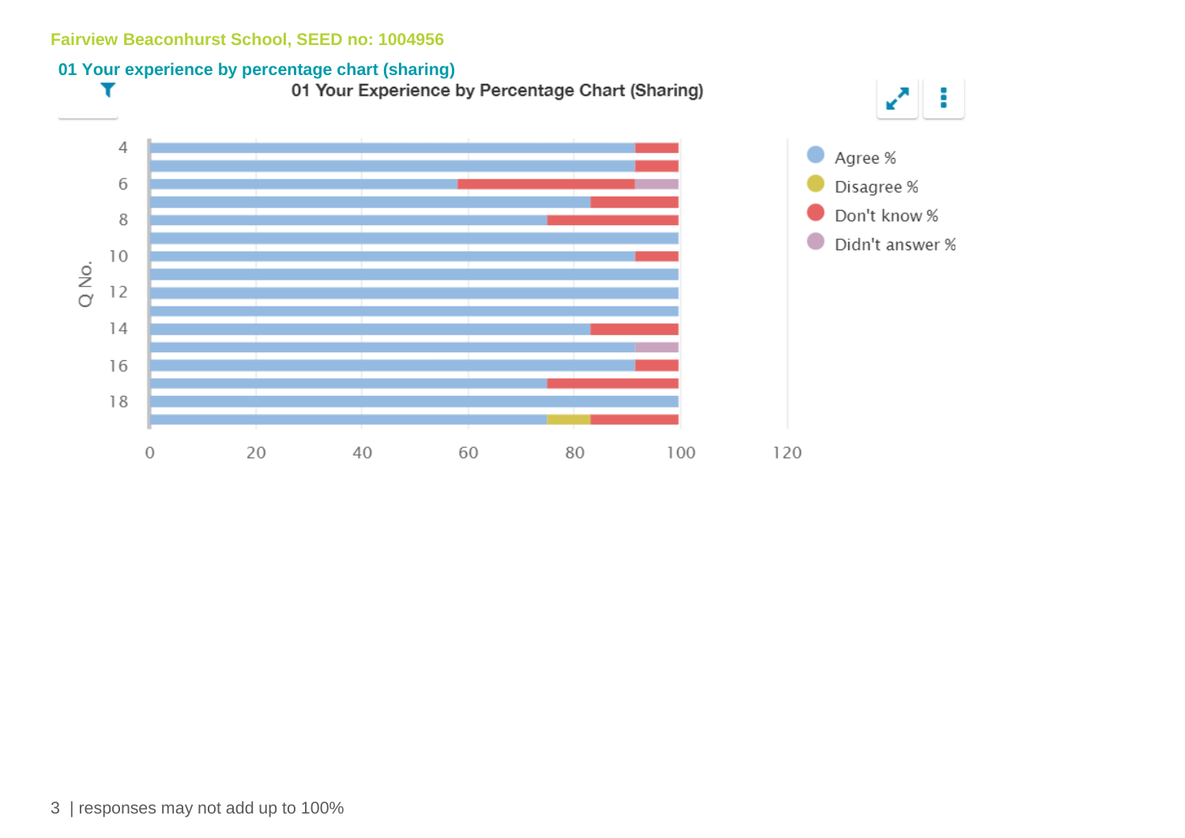Fairview Beaconhurst School, SEED no: 1004956

## 01 Your experience by percentage chart (sharing)

**01 Your Experience by Percentage Chart (Sharing)**

Legend: Agree % | Disagree % | Don't know % | Didn't answer %

Axis labels: Q No. (4, 6, 8, 10, 12, 14, 16, 18); 0, 20, 40, 60, 80, 100, 120

| Q No. | Agree % | Disagree % | Don't know % | Didn't answer % |
|---|---|---|---|---|
| 4 | ~92 | | ~8 | |
| 5 | ~92 | | ~8 | |
| 6 | ~58 | | ~33 | ~8 |
| 7 | ~83 | | ~17 | |
| 8 | ~75 | | ~25 | |
| 9 | 100 | | | |
| 10 | ~92 | | ~8 | |
| 11 | 100 | | | |
| 12 | 100 | | | |
| 13 | 100 | | | |
| 14 | ~83 | | ~17 | |
| 15 | ~92 | | | ~8 |
| 16 | ~92 | | ~8 | |
| 17 | ~75 | | ~25 | |
| 18 | 100 | | | |
| 19 | ~75 | ~8 | ~17 | |

(Values estimated from chart.)

responses may not add up to 100%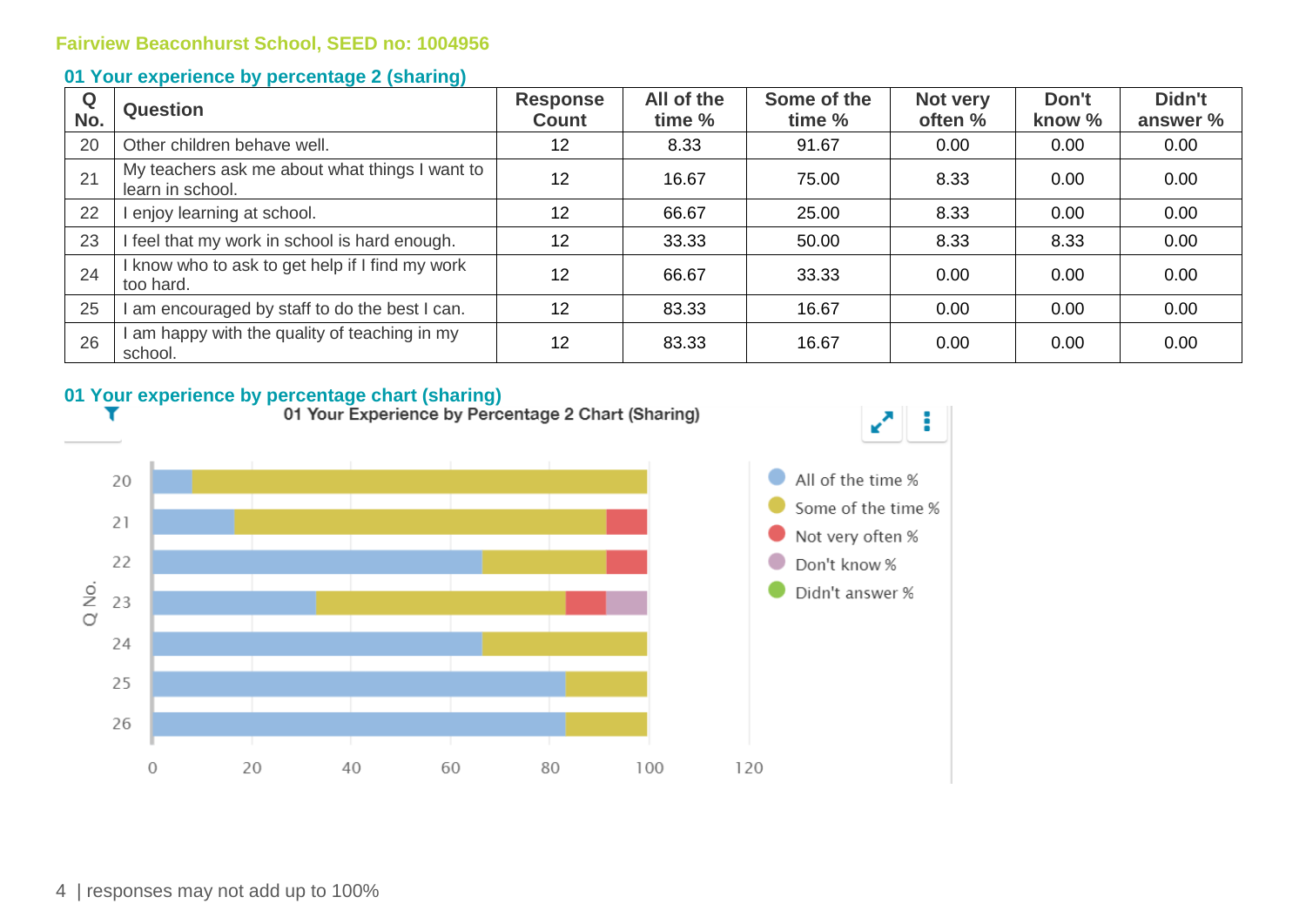Fairview Beaconhurst School, SEED no: 1004956

## 01 Your experience by percentage 2 (sharing)

| Q No. | Question | Response Count | All of the time % | Some of the time % | Not very often % | Don't know % | Didn't answer % |
|---|---|---|---|---|---|---|---|
| 20 | Other children behave well. | 12 | 8.33 | 91.67 | 0.00 | 0.00 | 0.00 |
| 21 | My teachers ask me about what things I want to learn in school. | 12 | 16.67 | 75.00 | 8.33 | 0.00 | 0.00 |
| 22 | I enjoy learning at school. | 12 | 66.67 | 25.00 | 8.33 | 0.00 | 0.00 |
| 23 | I feel that my work in school is hard enough. | 12 | 33.33 | 50.00 | 8.33 | 8.33 | 0.00 |
| 24 | I know who to ask to get help if I find my work too hard. | 12 | 66.67 | 33.33 | 0.00 | 0.00 | 0.00 |
| 25 | I am encouraged by staff to do the best I can. | 12 | 83.33 | 16.67 | 0.00 | 0.00 | 0.00 |
| 26 | I am happy with the quality of teaching in my school. | 12 | 83.33 | 16.67 | 0.00 | 0.00 | 0.00 |

## 01 Your experience by percentage chart (sharing)

01 Your Experience by Percentage 2 Chart (Sharing)

| response may not add up to 100%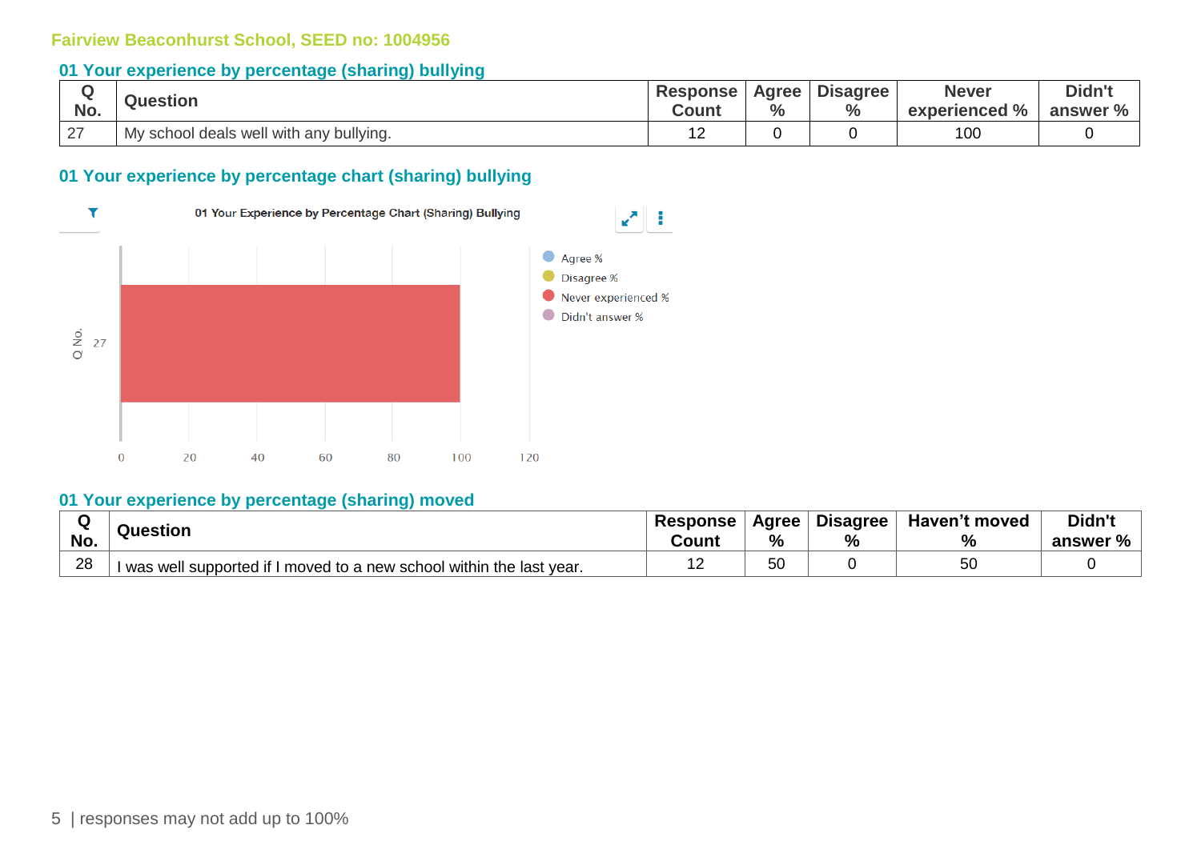Fairview Beaconhurst School, SEED no: 1004956

## 01 Your experience by percentage (sharing) bullying

| Q No. | Question | Response Count | Agree % | Disagree % | Never experienced % | Didn't answer % |
|---|---|---|---|---|---|---|
| 27 | My school deals well with any bullying. | 12 | 0 | 0 | 100 | 0 |

## 01 Your experience by percentage chart (sharing) bullying

01 Your Experience by Percentage Chart (Sharing) Bullying

Agree %
Disagree %
Never experienced %
Didn't answer %

Q No.: 27

0 20 40 60 80 100 120

## 01 Your experience by percentage (sharing) moved

| Q No. | Question | Response Count | Agree % | Disagree % | Haven't moved % | Didn't answer % |
|---|---|---|---|---|---|---|
| 28 | I was well supported if I moved to a new school within the last year. | 12 | 50 | 0 | 50 | 0 |

| responses may not add up to 100%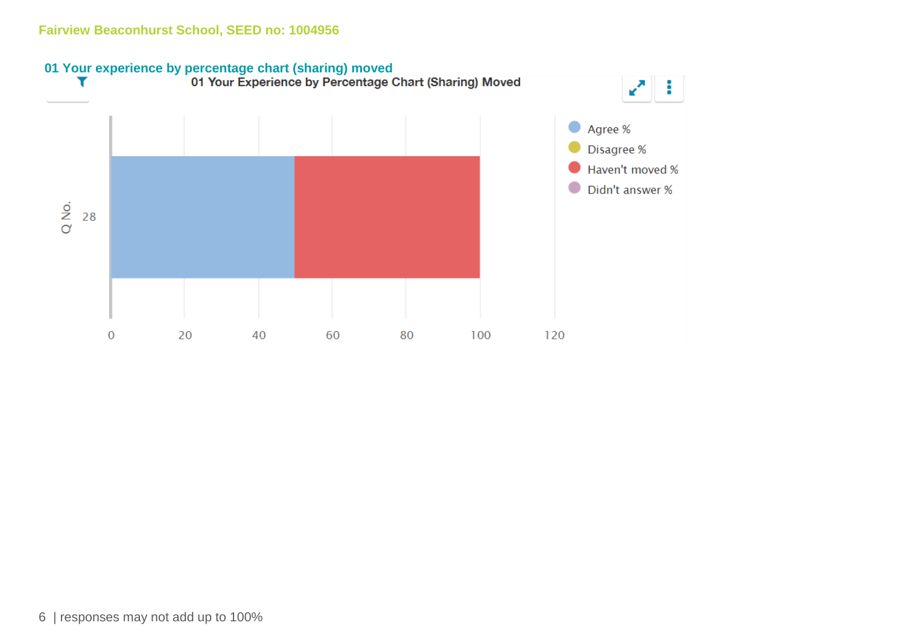Fairview Beaconhurst School, SEED no: 1004956

## 01 Your experience by percentage chart (sharing) moved

01 Your Experience by Percentage Chart (Sharing) Moved

| Q No. | Agree % | Disagree % | Haven't moved % | Didn't answer % |
|---|---|---|---|---|
| 28 | 50 | | 50 | |

responses may not add up to 100%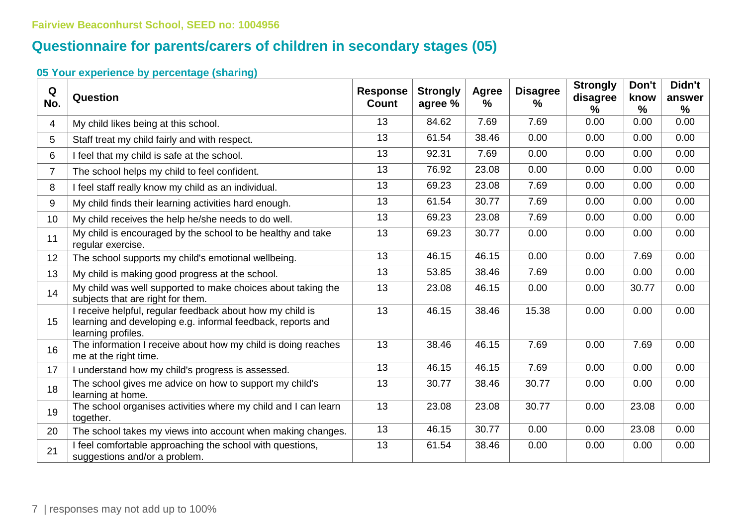Fairview Beaconhurst School, SEED no: 1004956

# Questionnaire for parents/carers of children in secondary stages (05)

### 05 Your experience by percentage (sharing)

| Q No. | Question | Response Count | Strongly agree % | Agree % | Disagree % | Strongly disagree % | Don't know % | Didn't answer % |
|---|---|---|---|---|---|---|---|---|
| 4 | My child likes being at this school. | 13 | 84.62 | 7.69 | 7.69 | 0.00 | 0.00 | 0.00 |
| 5 | Staff treat my child fairly and with respect. | 13 | 61.54 | 38.46 | 0.00 | 0.00 | 0.00 | 0.00 |
| 6 | I feel that my child is safe at the school. | 13 | 92.31 | 7.69 | 0.00 | 0.00 | 0.00 | 0.00 |
| 7 | The school helps my child to feel confident. | 13 | 76.92 | 23.08 | 0.00 | 0.00 | 0.00 | 0.00 |
| 8 | I feel staff really know my child as an individual. | 13 | 69.23 | 23.08 | 7.69 | 0.00 | 0.00 | 0.00 |
| 9 | My child finds their learning activities hard enough. | 13 | 61.54 | 30.77 | 7.69 | 0.00 | 0.00 | 0.00 |
| 10 | My child receives the help he/she needs to do well. | 13 | 69.23 | 23.08 | 7.69 | 0.00 | 0.00 | 0.00 |
| 11 | My child is encouraged by the school to be healthy and take regular exercise. | 13 | 69.23 | 30.77 | 0.00 | 0.00 | 0.00 | 0.00 |
| 12 | The school supports my child's emotional wellbeing. | 13 | 46.15 | 46.15 | 0.00 | 0.00 | 7.69 | 0.00 |
| 13 | My child is making good progress at the school. | 13 | 53.85 | 38.46 | 7.69 | 0.00 | 0.00 | 0.00 |
| 14 | My child was well supported to make choices about taking the subjects that are right for them. | 13 | 23.08 | 46.15 | 0.00 | 0.00 | 30.77 | 0.00 |
| 15 | I receive helpful, regular feedback about how my child is learning and developing e.g. informal feedback, reports and learning profiles. | 13 | 46.15 | 38.46 | 15.38 | 0.00 | 0.00 | 0.00 |
| 16 | The information I receive about how my child is doing reaches me at the right time. | 13 | 38.46 | 46.15 | 7.69 | 0.00 | 7.69 | 0.00 |
| 17 | I understand how my child's progress is assessed. | 13 | 46.15 | 46.15 | 7.69 | 0.00 | 0.00 | 0.00 |
| 18 | The school gives me advice on how to support my child's learning at home. | 13 | 30.77 | 38.46 | 30.77 | 0.00 | 0.00 | 0.00 |
| 19 | The school organises activities where my child and I can learn together. | 13 | 23.08 | 23.08 | 30.77 | 0.00 | 23.08 | 0.00 |
| 20 | The school takes my views into account when making changes. | 13 | 46.15 | 30.77 | 0.00 | 0.00 | 23.08 | 0.00 |
| 21 | I feel comfortable approaching the school with questions, suggestions and/or a problem. | 13 | 61.54 | 38.46 | 0.00 | 0.00 | 0.00 | 0.00 |

responses may not add up to 100%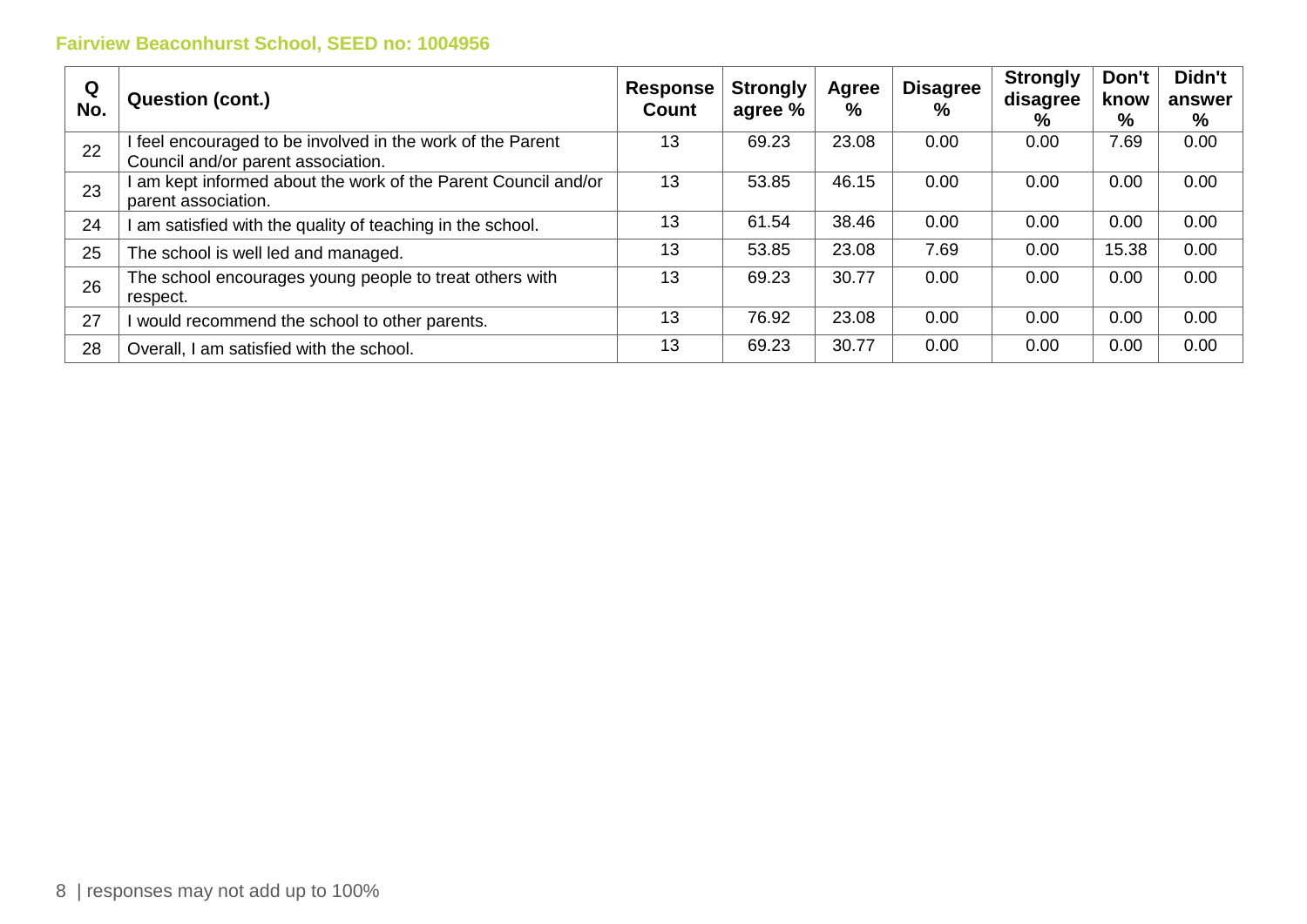**Fairview Beaconhurst School, SEED no: 1004956**

| Q No. | Question (cont.) | Response Count | Strongly agree % | Agree % | Disagree % | Strongly disagree % | Don't know % | Didn't answer % |
|---|---|---|---|---|---|---|---|---|
| 22 | I feel encouraged to be involved in the work of the Parent Council and/or parent association. | 13 | 69.23 | 23.08 | 0.00 | 0.00 | 7.69 | 0.00 |
| 23 | I am kept informed about the work of the Parent Council and/or parent association. | 13 | 53.85 | 46.15 | 0.00 | 0.00 | 0.00 | 0.00 |
| 24 | I am satisfied with the quality of teaching in the school. | 13 | 61.54 | 38.46 | 0.00 | 0.00 | 0.00 | 0.00 |
| 25 | The school is well led and managed. | 13 | 53.85 | 23.08 | 7.69 | 0.00 | 15.38 | 0.00 |
| 26 | The school encourages young people to treat others with respect. | 13 | 69.23 | 30.77 | 0.00 | 0.00 | 0.00 | 0.00 |
| 27 | I would recommend the school to other parents. | 13 | 76.92 | 23.08 | 0.00 | 0.00 | 0.00 | 0.00 |
| 28 | Overall, I am satisfied with the school. | 13 | 69.23 | 30.77 | 0.00 | 0.00 | 0.00 | 0.00 |

responses may not add up to 100%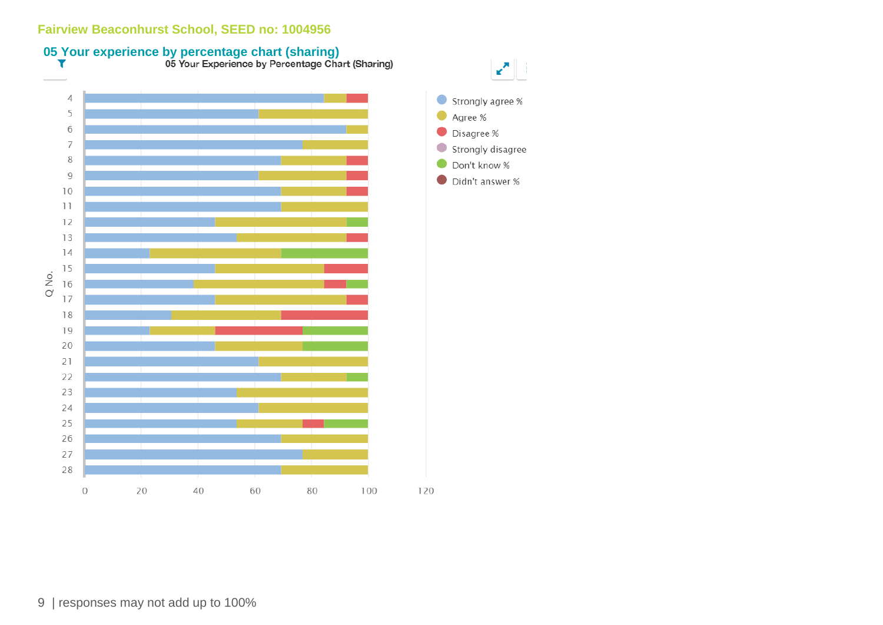Fairview Beaconhurst School, SEED no: 1004956

## 05 Your experience by percentage chart (sharing)

05 Your Experience by Percentage Chart (Sharing)

| Q No. | Strongly agree % | Agree % | Disagree % | Strongly disagree | Don't know % | Didn't answer % |
|---|---|---|---|---|---|---|
| 4 | 85 | 8 | 8 | | | |
| 5 | 62 | 38 | | | | |
| 6 | 92 | 8 | | | | |
| 7 | 77 | 23 | | | | |
| 8 | 69 | 23 | 8 | | | |
| 9 | 62 | 31 | 8 | | | |
| 10 | 69 | 23 | 8 | | | |
| 11 | 69 | 31 | | | | |
| 12 | 46 | 46 | | | 8 | |
| 13 | 54 | 38 | 8 | | | |
| 14 | 23 | 46 | | | 31 | |
| 15 | 46 | 38 | 15 | | | |
| 16 | 38 | 46 | 8 | | 8 | |
| 17 | 46 | 46 | 8 | | | |
| 18 | 31 | 38 | 31 | | | |
| 19 | 23 | 23 | 31 | | 23 | |
| 20 | 46 | 31 | | | 23 | |
| 21 | 62 | 38 | | | | |
| 22 | 69 | 23 | | | 8 | |
| 23 | 54 | 46 | | | | |
| 24 | 62 | 38 | | | | |
| 25 | 54 | 23 | 8 | | 15 | |
| 26 | 69 | 31 | | | | |
| 27 | 77 | 23 | | | | |
| 28 | 69 | 31 | | | | |

| responses may not add up to 100%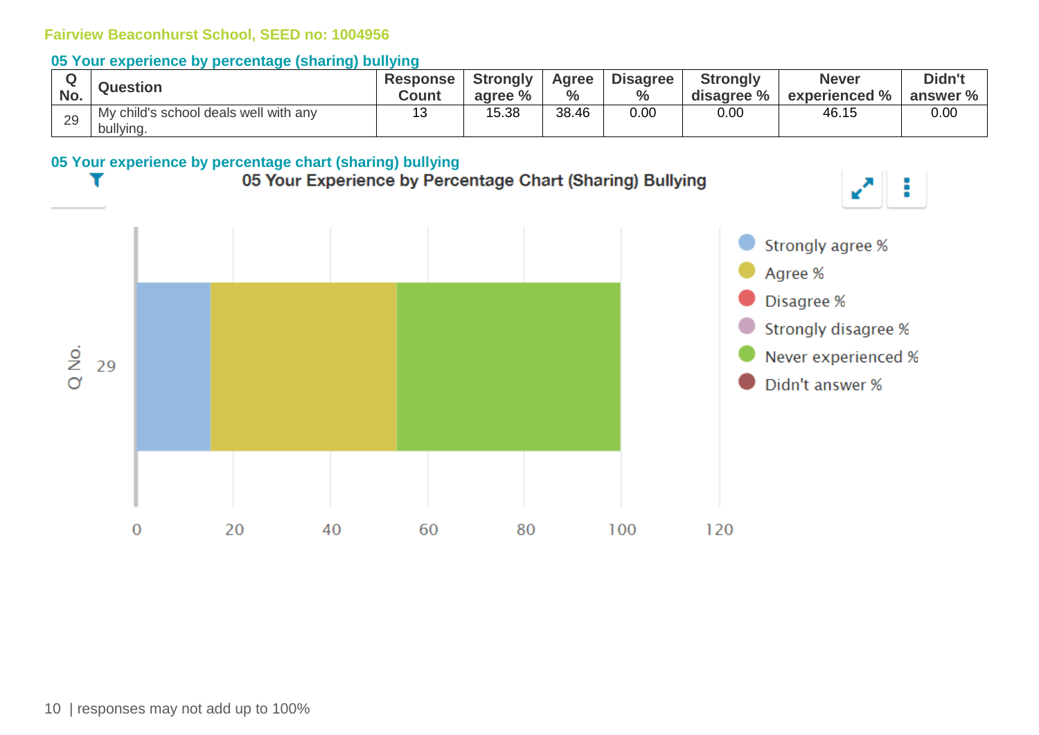Fairview Beaconhurst School, SEED no: 1004956

## 05 Your experience by percentage (sharing) bullying

| Q No. | Question | Response Count | Strongly agree % | Agree % | Disagree % | Strongly disagree % | Never experienced % | Didn't answer % |
|---|---|---|---|---|---|---|---|---|
| 29 | My child's school deals well with any bullying. | 13 | 15.38 | 38.46 | 0.00 | 0.00 | 46.15 | 0.00 |

## 05 Your experience by percentage chart (sharing) bullying

05 Your Experience by Percentage Chart (Sharing) Bullying

Q No. 29

0 20 40 60 80 100 120

Strongly agree %
Agree %
Disagree %
Strongly disagree %
Never experienced %
Didn't answer %

| responses may not add up to 100%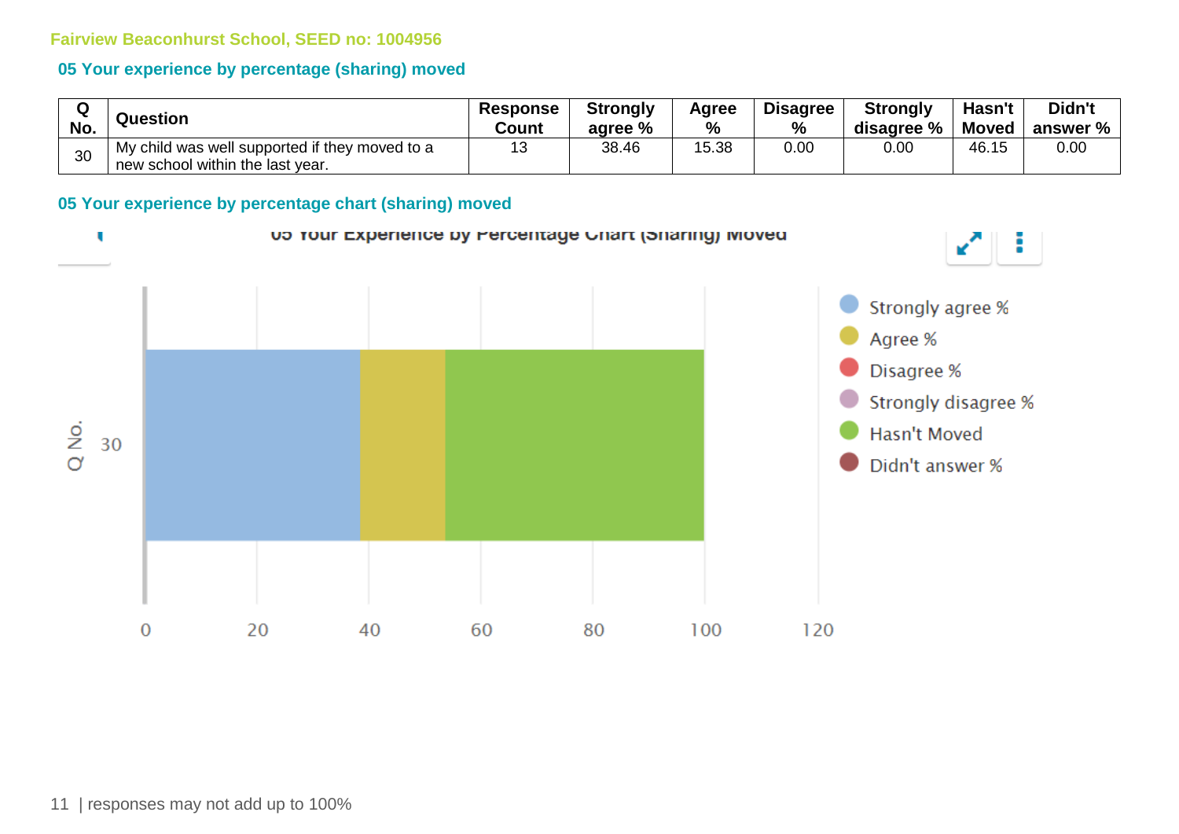Fairview Beaconhurst School, SEED no: 1004956

### 05 Your experience by percentage (sharing) moved

| Q No. | Question | Response Count | Strongly agree % | Agree % | Disagree % | Strongly disagree % | Hasn't Moved | Didn't answer % |
|---|---|---|---|---|---|---|---|---|
| 30 | My child was well supported if they moved to a new school within the last year. | 13 | 38.46 | 15.38 | 0.00 | 0.00 | 46.15 | 0.00 |

### 05 Your experience by percentage chart (sharing) moved

05 Your Experience by Percentage Chart (Sharing) Moved

Q No.

30

0
20
40
60
80
100
120

Strongly agree %
Agree %
Disagree %
Strongly disagree %
Hasn't Moved
Didn't answer %

| responses may not add up to 100%